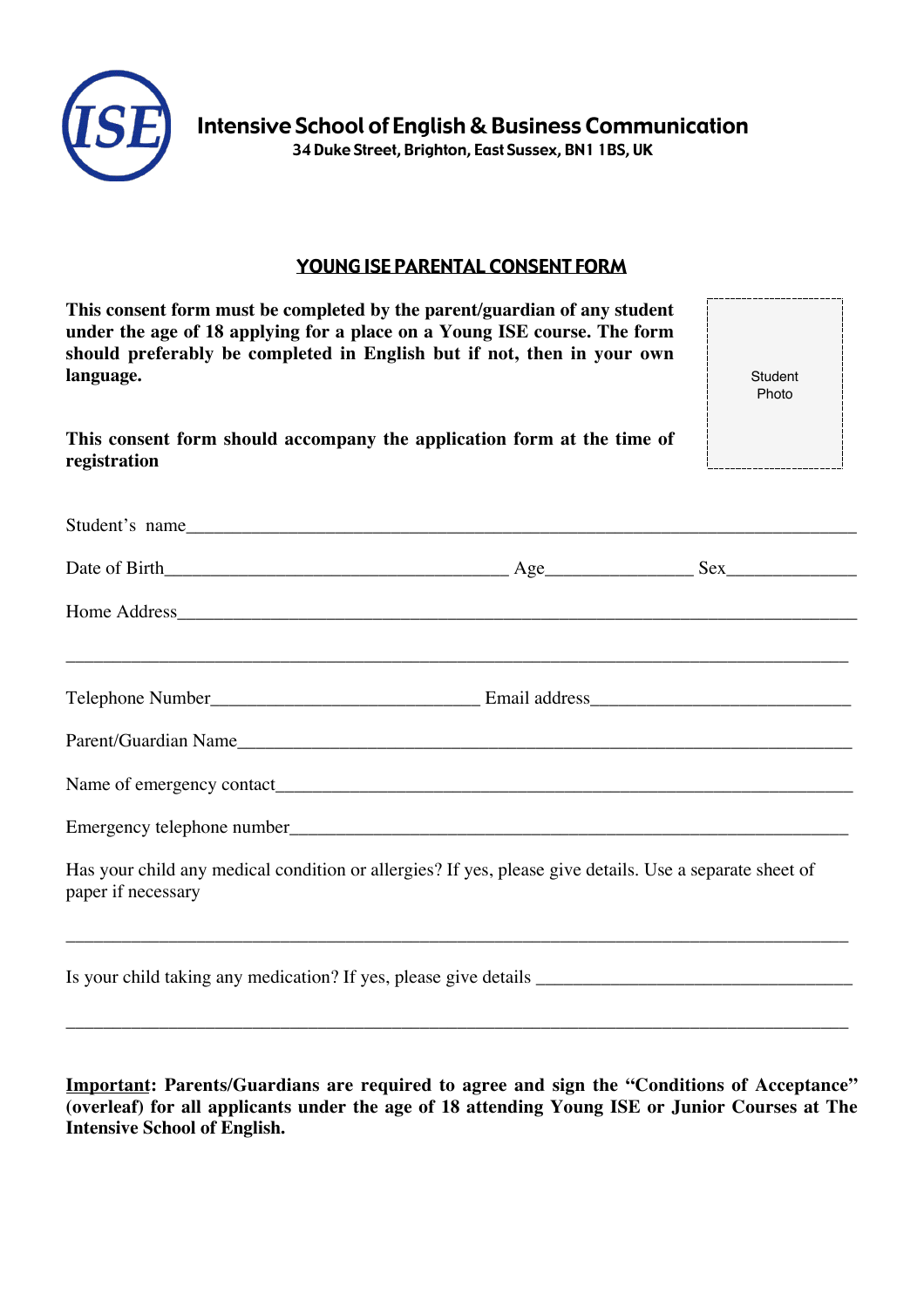ISE

**Intensive School of English & Business Communication**
34 Duke Street, Brighton, East Sussex, BN1 1BS, UK

## YOUNG ISE PARENTAL CONSENT FORM

**This consent form must be completed by the parent/guardian of any student under the age of 18 applying for a place on a Young ISE course. The form should preferably be completed in English but if not, then in your own language.**

Student Photo

**This consent form should accompany the application form at the time of registration**

Student's name___________________________________________________________________________

Date of Birth_______________________________________ Age________________ Sex______________

Home Address____________________________________________________________________________

_______________________________________________________________________________________

Telephone Number_____________________________ Email address____________________________

Parent/Guardian Name_____________________________________________________________________

Name of emergency contact________________________________________________________________

Emergency telephone number_______________________________________________________________

Has your child any medical condition or allergies? If yes, please give details. Use a separate sheet of paper if necessary

_______________________________________________________________________________________

Is your child taking any medication? If yes, please give details __________________________________

_______________________________________________________________________________________

**Important: Parents/Guardians are required to agree and sign the "Conditions of Acceptance" (overleaf) for all applicants under the age of 18 attending Young ISE or Junior Courses at The Intensive School of English.**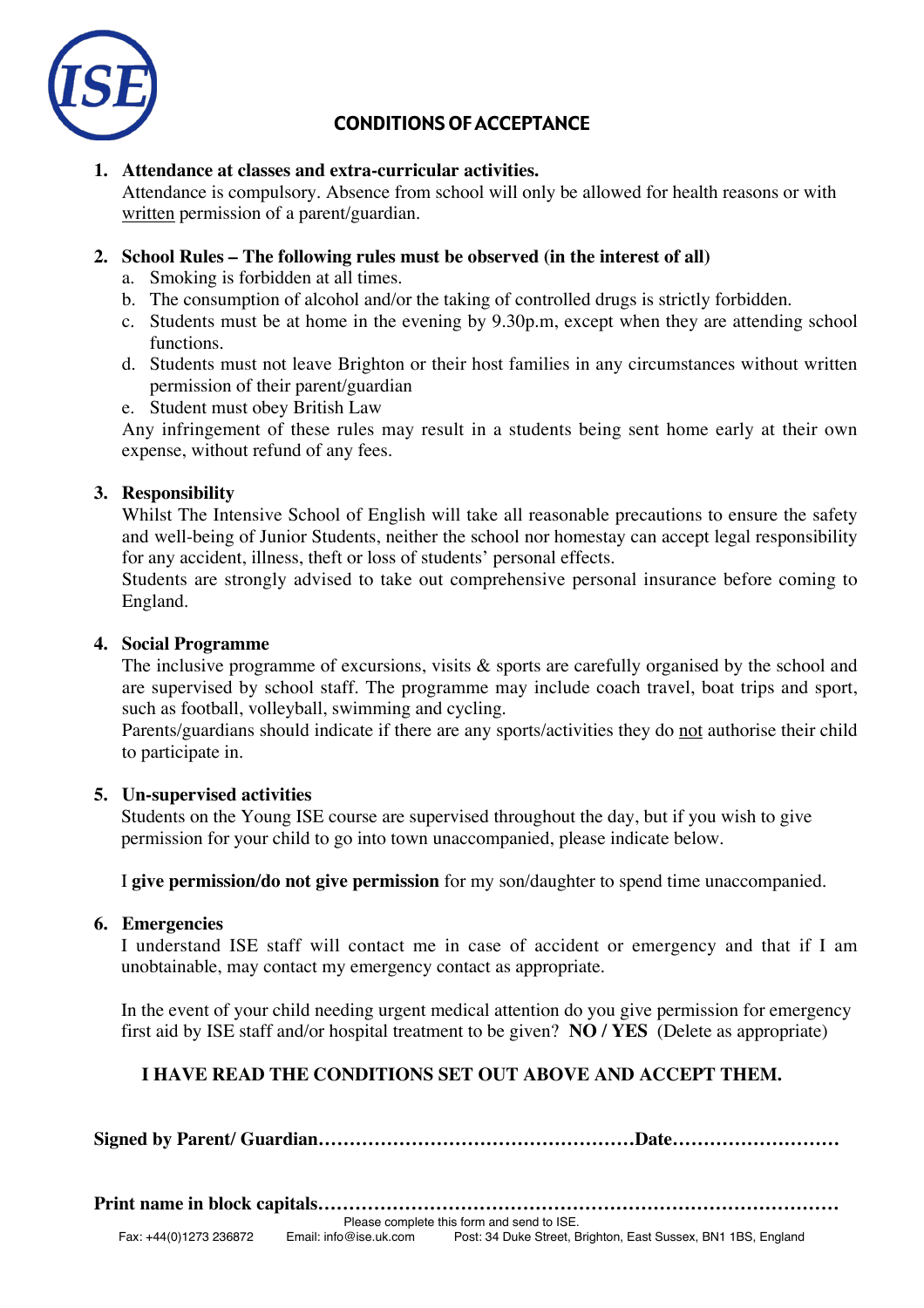ISE

# CONDITIONS OF ACCEPTANCE

1. **Attendance at classes and extra-curricular activities.**
   Attendance is compulsory. Absence from school will only be allowed for health reasons or with written permission of a parent/guardian.

2. **School Rules – The following rules must be observed (in the interest of all)**
   a. Smoking is forbidden at all times.
   b. The consumption of alcohol and/or the taking of controlled drugs is strictly forbidden.
   c. Students must be at home in the evening by 9.30p.m, except when they are attending school functions.
   d. Students must not leave Brighton or their host families in any circumstances without written permission of their parent/guardian
   e. Student must obey British Law

   Any infringement of these rules may result in a students being sent home early at their own expense, without refund of any fees.

3. **Responsibility**
   Whilst The Intensive School of English will take all reasonable precautions to ensure the safety and well-being of Junior Students, neither the school nor homestay can accept legal responsibility for any accident, illness, theft or loss of students' personal effects.
   Students are strongly advised to take out comprehensive personal insurance before coming to England.

4. **Social Programme**
   The inclusive programme of excursions, visits & sports are carefully organised by the school and are supervised by school staff. The programme may include coach travel, boat trips and sport, such as football, volleyball, swimming and cycling.
   Parents/guardians should indicate if there are any sports/activities they do not authorise their child to participate in.

5. **Un-supervised activities**
   Students on the Young ISE course are supervised throughout the day, but if you wish to give permission for your child to go into town unaccompanied, please indicate below.

   I **give permission/do not give permission** for my son/daughter to spend time unaccompanied.

6. **Emergencies**
   I understand ISE staff will contact me in case of accident or emergency and that if I am unobtainable, may contact my emergency contact as appropriate.

   In the event of your child needing urgent medical attention do you give permission for emergency first aid by ISE staff and/or hospital treatment to be given? **NO / YES** (Delete as appropriate)

**I HAVE READ THE CONDITIONS SET OUT ABOVE AND ACCEPT THEM.**

**Signed by Parent/ Guardian…………………………………………Date………………………**

**Print name in block capitals……………………………………………………………………**

Please complete this form and send to ISE.
Fax: +44(0)1273 236872 Email: info@ise.uk.com Post: 34 Duke Street, Brighton, East Sussex, BN1 1BS, England